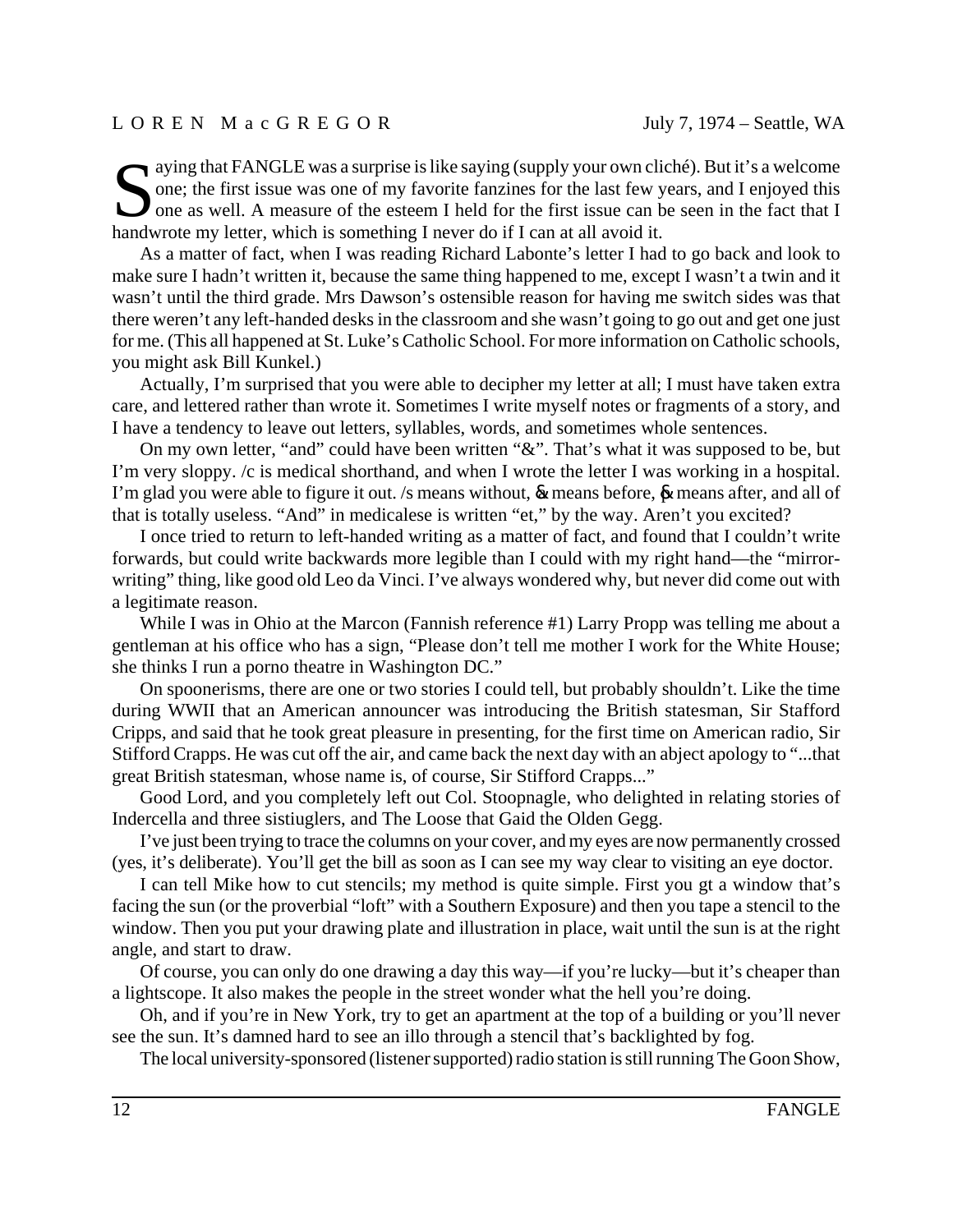LOREN MacGREGOR — July 7, 1974 – Seattle, WA

Saying that FANGLE was a surprise is like saying (supply your own cliché). But it's a welcome one; the first issue was one of my favorite fanzines for the last few years, and I enjoyed this one as well. A measure of the esteem I held for the first issue can be seen in the fact that I handwrote my letter, which is something I never do if I can at all avoid it.

As a matter of fact, when I was reading Richard Labonte's letter I had to go back and look to make sure I hadn't written it, because the same thing happened to me, except I wasn't a twin and it wasn't until the third grade. Mrs Dawson's ostensible reason for having me switch sides was that there weren't any left-handed desks in the classroom and she wasn't going to go out and get one just for me. (This all happened at St. Luke's Catholic School. For more information on Catholic schools, you might ask Bill Kunkel.)

Actually, I'm surprised that you were able to decipher my letter at all; I must have taken extra care, and lettered rather than wrote it. Sometimes I write myself notes or fragments of a story, and I have a tendency to leave out letters, syllables, words, and sometimes whole sentences.

On my own letter, "and" could have been written "&". That's what it was supposed to be, but I'm very sloppy. /c is medical shorthand, and when I wrote the letter I was working in a hospital. I'm glad you were able to figure it out. /s means without, &̄ means before, p̄ means after, and all of that is totally useless. "And" in medicalese is written "et," by the way. Aren't you excited?

I once tried to return to left-handed writing as a matter of fact, and found that I couldn't write forwards, but could write backwards more legible than I could with my right hand—the "mirror-writing" thing, like good old Leo da Vinci. I've always wondered why, but never did come out with a legitimate reason.

While I was in Ohio at the Marcon (Fannish reference #1) Larry Propp was telling me about a gentleman at his office who has a sign, "Please don't tell me mother I work for the White House; she thinks I run a porno theatre in Washington DC."

On spoonerisms, there are one or two stories I could tell, but probably shouldn't. Like the time during WWII that an American announcer was introducing the British statesman, Sir Stafford Cripps, and said that he took great pleasure in presenting, for the first time on American radio, Sir Stifford Crapps. He was cut off the air, and came back the next day with an abject apology to "...that great British statesman, whose name is, of course, Sir Stifford Crapps..."

Good Lord, and you completely left out Col. Stoopnagle, who delighted in relating stories of Indercella and three sistiuglers, and The Loose that Gaid the Olden Gegg.

I've just been trying to trace the columns on your cover, and my eyes are now permanently crossed (yes, it's deliberate). You'll get the bill as soon as I can see my way clear to visiting an eye doctor.

I can tell Mike how to cut stencils; my method is quite simple. First you gt a window that's facing the sun (or the proverbial "loft" with a Southern Exposure) and then you tape a stencil to the window. Then you put your drawing plate and illustration in place, wait until the sun is at the right angle, and start to draw.

Of course, you can only do one drawing a day this way—if you're lucky—but it's cheaper than a lightscope. It also makes the people in the street wonder what the hell you're doing.

Oh, and if you're in New York, try to get an apartment at the top of a building or you'll never see the sun. It's damned hard to see an illo through a stencil that's backlighted by fog.

The local university-sponsored (listener supported) radio station is still running The Goon Show,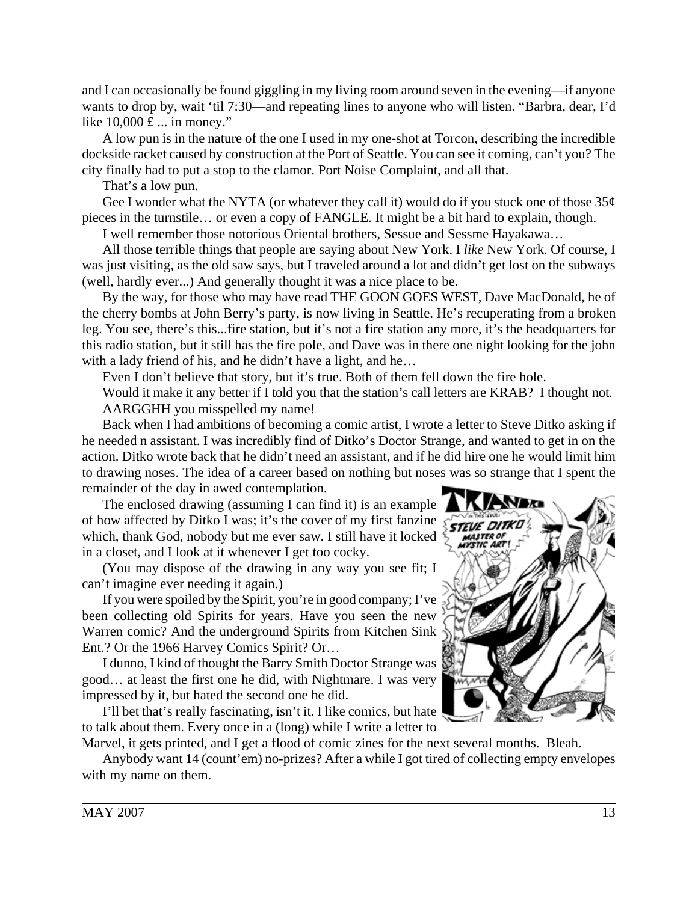and I can occasionally be found giggling in my living room around seven in the evening—if anyone wants to drop by, wait 'til 7:30—and repeating lines to anyone who will listen. "Barbra, dear, I'd like 10,000 £ ... in money."

A low pun is in the nature of the one I used in my one-shot at Torcon, describing the incredible dockside racket caused by construction at the Port of Seattle. You can see it coming, can't you? The city finally had to put a stop to the clamor. Port Noise Complaint, and all that.

That's a low pun.

Gee I wonder what the NYTA (or whatever they call it) would do if you stuck one of those 35¢ pieces in the turnstile… or even a copy of FANGLE. It might be a bit hard to explain, though.

I well remember those notorious Oriental brothers, Sessue and Sessme Hayakawa…

All those terrible things that people are saying about New York. I *like* New York. Of course, I was just visiting, as the old saw says, but I traveled around a lot and didn't get lost on the subways (well, hardly ever...) And generally thought it was a nice place to be.

By the way, for those who may have read THE GOON GOES WEST, Dave MacDonald, he of the cherry bombs at John Berry's party, is now living in Seattle. He's recuperating from a broken leg. You see, there's this...fire station, but it's not a fire station any more, it's the headquarters for this radio station, but it still has the fire pole, and Dave was in there one night looking for the john with a lady friend of his, and he didn't have a light, and he…

Even I don't believe that story, but it's true. Both of them fell down the fire hole.

Would it make it any better if I told you that the station's call letters are KRAB? I thought not.

AARGGHH you misspelled my name!

Back when I had ambitions of becoming a comic artist, I wrote a letter to Steve Ditko asking if he needed n assistant. I was incredibly find of Ditko's Doctor Strange, and wanted to get in on the action. Ditko wrote back that he didn't need an assistant, and if he did hire one he would limit him to drawing noses. The idea of a career based on nothing but noses was so strange that I spent the remainder of the day in awed contemplation.

The enclosed drawing (assuming I can find it) is an example of how affected by Ditko I was; it's the cover of my first fanzine which, thank God, nobody but me ever saw. I still have it locked in a closet, and I look at it whenever I get too cocky.

(You may dispose of the drawing in any way you see fit; I can't imagine ever needing it again.)

If you were spoiled by the Spirit, you're in good company; I've been collecting old Spirits for years. Have you seen the new Warren comic? And the underground Spirits from Kitchen Sink Ent.? Or the 1966 Harvey Comics Spirit? Or…

I dunno, I kind of thought the Barry Smith Doctor Strange was good… at least the first one he did, with Nightmare. I was very impressed by it, but hated the second one he did.

I'll bet that's really fascinating, isn't it. I like comics, but hate to talk about them. Every once in a (long) while I write a letter to Marvel, it gets printed, and I get a flood of comic zines for the next several months. Bleah.

Anybody want 14 (count'em) no-prizes? After a while I got tired of collecting empty envelopes with my name on them.